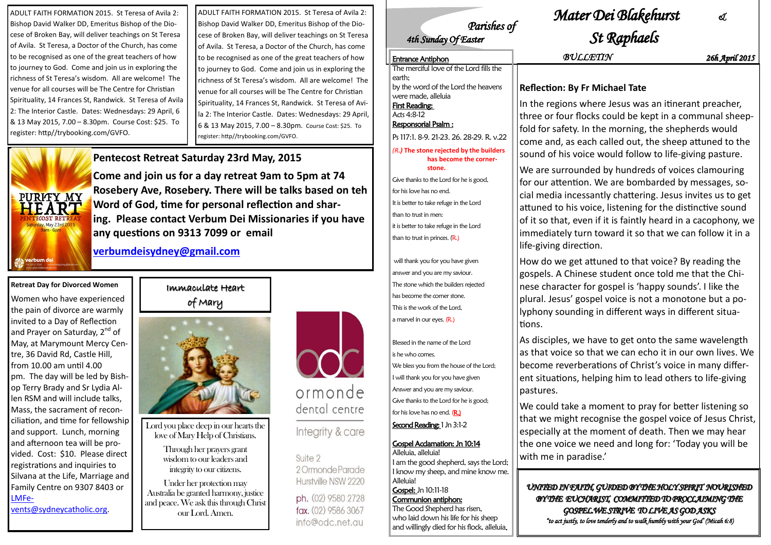# Parishes of Mater Dei Blakehurst & St Raphaels

*4th Sunday Of Easter*

BULLETIN — 26th April 2015

## Reflection: By Fr Michael Tate

In the regions where Jesus was an itinerant preacher, three or four flocks could be kept in a communal sheepfold for safety. In the morning, the shepherds would come and, as each called out, the sheep attuned to the sound of his voice would follow to life-giving pasture.

We are surrounded by hundreds of voices clamouring for our attention. We are bombarded by messages, social media incessantly chattering. Jesus invites us to get attuned to his voice, listening for the distinctive sound of it so that, even if it is faintly heard in a cacophony, we immediately turn toward it so that we can follow it in a life-giving direction.

How do we get attuned to that voice? By reading the gospels. A Chinese student once told me that the Chinese character for gospel is 'happy sounds'. I like the plural. Jesus' gospel voice is not a monotone but a polyphony sounding in different ways in different situations.

As disciples, we have to get onto the same wavelength as that voice so that we can echo it in our own lives. We become reverberations of Christ's voice in many different situations, helping him to lead others to life-giving pastures.

We could take a moment to pray for better listening so that we might recognise the gospel voice of Jesus Christ, especially at the moment of death. Then we may hear the one voice we need and long for: 'Today you will be with me in paradise.'

*UNITED IN FAITH, GUIDED BY THE HOLY SPIRIT NOURISHED BY THE EUCHARIST, COMMITTED TO PROCLAIMING THE GOSPEL WE STRIVE TO LIVE AS GOD ASKS*

*"to act justly, to love tenderly and to walk humbly with your God" (Micah 6:8)*

**Entrance Antiphon**
The merciful love of the Lord fills the earth;
by the word of the Lord the heavens were made, alleluia

**First Reading:**
Acts 4:8-12

**Responsorial Psalm :**
Ps 117:1. 8-9. 21-23. 26. 28-29. R. v.22

*(R.)* **The stone rejected by the builders has become the corner-stone.**

Give thanks to the Lord for he is good,
for his love has no end.
It is better to take refuge in the Lord
than to trust in men:
it is better to take refuge in the Lord
than to trust in princes. (R.)

will thank you for you have given
answer and you are my saviour.
The stone which the builders rejected
has become the corner stone.
This is the work of the Lord,
a marvel in our eyes. (R.)

Blessed in the name of the Lord
is he who comes.
We bless you from the house of the Lord;
I will thank you for you have given
Answer and you are my saviour.
Give thanks to the Lord for he is good;
for his love has no end. (R.)

**Second Reading:** 1 Jn 3:1-2

**Gospel Acclamation: Jn 10:14**
Alleluia, alleluia!
I am the good shepherd, says the Lord;
I know my sheep, and mine know me.
Alleluia!

**Gospel:** Jn 10:11-18

**Communion antiphon:**
The Good Shepherd has risen,
who laid down his life for his sheep
and willingly died for his flock, alleluia.

---

ADULT FAITH FORMATION 2015. St Teresa of Avila 2: Bishop David Walker DD, Emeritus Bishop of the Diocese of Broken Bay, will deliver teachings on St Teresa of Avila. St Teresa, a Doctor of the Church, has come to be recognised as one of the great teachers of how to journey to God. Come and join us in exploring the richness of St Teresa's wisdom. All are welcome! The venue for all courses will be The Centre for Christian Spirituality, 14 Frances St, Randwick. St Teresa of Avila 2: The Interior Castle. Dates: Wednesdays: 29 April, 6 & 13 May 2015, 7.00 – 8.30pm. Course Cost: $25. To register: http//trybooking.com/GVFO.

ADULT FAITH FORMATION 2015. St Teresa of Avila 2: Bishop David Walker DD, Emeritus Bishop of the Diocese of Broken Bay, will deliver teachings on St Teresa of Avila. St Teresa, a Doctor of the Church, has come to be recognised as one of the great teachers of how to journey to God. Come and join us in exploring the richness of St Teresa's wisdom. All are welcome! The venue for all courses will be The Centre for Christian Spirituality, 14 Frances St, Randwick. St Teresa of Avila 2: The Interior Castle. Dates: Wednesdays: 29 April, 6 & 13 May 2015, 7.00 – 8.30pm. Course Cost: $25. To register: http//trybooking.com/GVFO.

## Pentecost Retreat Saturday 23rd May, 2015

**Come and join us for a day retreat 9am to 5pm at 74 Rosebery Ave, Rosebery. There will be talks based on teh Word of God, time for personal reflection and sharing. Please contact Verbum Dei Missionaries if you have any questions on 9313 7099 or email**

**verbumdeisydney@gmail.com**

PURITY MY HEART — PENTECOST RETREAT — Saturday, May 23rd 2015 — 9am - 6pm — verbum dei

### Retreat Day for Divorced Women

Women who have experienced the pain of divorce are warmly invited to a Day of Reflection and Prayer on Saturday, 2nd of May, at Marymount Mercy Centre, 36 David Rd, Castle Hill, from 10.00 am until 4.00 pm. The day will be led by Bishop Terry Brady and Sr Lydia Allen RSM and will include talks, Mass, the sacrament of reconciliation, and time for fellowship and support. Lunch, morning and afternoon tea will be provided. Cost: $10. Please direct registrations and inquiries to Silvana at the Life, Marriage and Family Centre on 9307 8403 or LMFevents@sydneycatholic.org.

### Immaculate Heart of Mary

Lord you place deep in our hearts the love of Mary Help of Christians.

Through her prayers grant wisdom to our leaders and integrity to our citizens.

Under her protection may Australia be granted harmony, justice and peace. We ask this through Christ our Lord. Amen.

---

**odc ormonde dental centre**
Integrity & care
Suite 2
2 Ormonde Parade
Hurstville NSW 2220
ph. (02) 9580 2728
fax. (02) 9586 3067
info@odc.net.au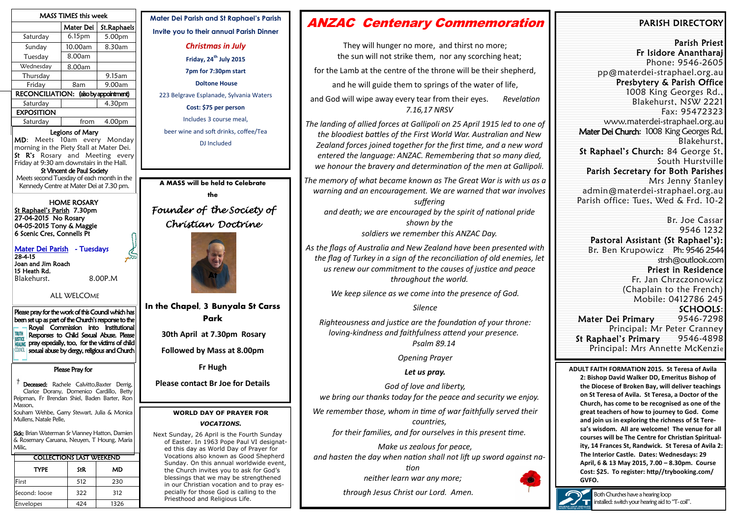## MASS TIMES this week

| | Mater Dei | St.Raphaels |
|---|---|---|
| Saturday | 6.15pm | 5.00pm |
| Sunday | 10.00am | 8.30am |
| Tuesday | 8.00am | |
| Wednesday | 8.00am | |
| Thursday | | 9.15am |
| Friday | 8am | 9.00am |
| **RECONCILIATION:** (also by appointment) | | |
| Saturday | | 4.30pm |
| **EXPOSITION** | | |
| Saturday | from | 4.00pm |

### Legions of Mary

**MD**: Meets 10am every Monday morning in the Piety Stall at Mater Dei. **St R's** Rosary and Meeting every Friday at 9:30 am downstairs in the Hall.

### St Vincent de Paul Society

Meets second Tuesday of each month in the Kennedy Centre at Mater Dei at 7.30 pm.

### HOME ROSARY

**St Raphael's Parish 7.30pm**
**27-04-2015 No Rosary**
**04-05-2015 Tony & Maggie**
**6 Scenic Cres, Connells Pt**

**Mater Dei Parish - Tuesdays**
**28-4-15**
**Joan and Jim Roach**
**15 Heath Rd.**
Blakehurst. 8.00P.M

ALL WELCOME

Please pray for the work of this Council which has been set up as part of the Church's response to the Royal Commission into Institutional Responses to Child Sexual Abuse. Please pray especially, too, for the victims of child sexual abuse by clergy, religious and Church

### Please Pray for

**Deceased:** Rachele Calvitto, Baxter Derrig, Clarice Dorany, Domenico Cardillo, Betty Peipman, Fr Brendan Shiel, Baden Barter, Ron Masson, Souham Wehbe, Garry Stewart, Julia & Monica Mullens, Natale Pelle,

**Sick:** Brian Waterman Sr Vianney Hatton, Damien & Rosemary Caruana, Neuyen, T Houng, Maria Milic,

### COLLECTIONS LAST WEEKEND

| TYPE | StR | MD |
|---|---|---|
| First | 512 | 230 |
| Second: loose | 322 | 312 |
| Envelopes | 424 | 1326 |

**Mater Dei Parish and St Raphael's Parish**
**Invite you to their annual Parish Dinner**

***Christmas in July***

**Friday, 24th July 2015**
**7pm for 7:30pm start**
**Doltone House**
223 Belgrave Esplanade, Sylvania Waters
**Cost: $75 per person**
Includes 3 course meal,
beer wine and soft drinks, coffee/Tea
DJ Included

**A MASS will be held to Celebrate the**

*Founder of the Society of Christian Doctrine*

**In the Chapel, 3 Bunyala St Carss Park**

**30th April at 7.30pm Rosary**

**Followed by Mass at 8.00pm**

**Fr Hugh**

**Please contact Br Joe for Details**

### WORLD DAY OF PRAYER FOR *VOCATIONS.*

Next Sunday, 26 April is the Fourth Sunday of Easter. In 1963 Pope Paul VI designated this day as World Day of Prayer for Vocations also known as Good Shepherd Sunday. On this annual worldwide event, the Church invites you to ask for God's blessings that we may be strengthened in our Christian vocation and to pray especially for those God is calling to the Priesthood and Religious Life.

# *ANZAC Centenary Commemoration*

They will hunger no more, and thirst no more;
the sun will not strike them, nor any scorching heat;
for the Lamb at the centre of the throne will be their shepherd,
and he will guide them to springs of the water of life,
and God will wipe away every tear from their eyes. *Revelation 7.16,17 NRSV*

*The landing of allied forces at Gallipoli on 25 April 1915 led to one of the bloodiest battles of the First World War. Australian and New Zealand forces joined together for the first time, and a new word entered the language: ANZAC. Remembering that so many died, we honour the bravery and determination of the men at Gallipoli.*

*The memory of what became known as The Great War is with us as a warning and an encouragement. We are warned that war involves suffering and death; we are encouraged by the spirit of national pride shown by the soldiers we remember this ANZAC Day.*

*As the flags of Australia and New Zealand have been presented with the flag of Turkey in a sign of the reconciliation of old enemies, let us renew our commitment to the causes of justice and peace throughout the world.*

*We keep silence as we come into the presence of God.*

*Silence*

*Righteousness and justice are the foundation of your throne: loving-kindness and faithfulness attend your presence. Psalm 89.14*

*Opening Prayer*

***Let us pray.***

*God of love and liberty,*
*we bring our thanks today for the peace and security we enjoy.*
*We remember those, whom in time of war faithfully served their countries,*
*for their families, and for ourselves in this present time.*
*Make us zealous for peace,*
*and hasten the day when nation shall not lift up sword against nation*
*neither learn war any more;*
*through Jesus Christ our Lord. Amen.*

## PARISH DIRECTORY

**Parish Priest**
**Fr Isidore Anantharaj**
Phone: 9546-2605
pp@materdei-straphael.org.au
**Presbytery & Parish Office**
1008 King Georges Rd., Blakehurst, NSW 2221
Fax: 95472323
www.materdei-straphael.org.au
**Mater Dei Church:** 1008 King Georges Rd, Blakehurst,
**St Raphael's Church:** 84 George St, South Hurstville
**Parish Secretary for Both Parishes**
Mrs Jenny Stanley
admin@materdei-straphael.org.au
Parish office: Tues, Wed & Frd. 10-2

Br. Joe Cassar
9546 1232
**Pastoral Assistant (St Raphael's):**
Br. Ben Krupowicz Ph: 9546 2544
strsh@outlook.com
**Priest in Residence**
Fr. Jan Chrzczonowicz
(Chaplain to the French)
Mobile: 0412786 245
**SCHOOLS:**
**Mater Dei Primary** 9546-7298
Principal: Mr Peter Cranney
**St Raphael's Primary** 9546-4898
Principal: Mrs Annette McKenzie

**ADULT FAITH FORMATION 2015. St Teresa of Avila 2: Bishop David Walker DD, Emeritus Bishop of the Diocese of Broken Bay, will deliver teachings on St Teresa of Avila. St Teresa, a Doctor of the Church, has come to be recognised as one of the great teachers of how to journey to God. Come and join us in exploring the richness of St Teresa's wisdom. All are welcome! The venue for all courses will be The Centre for Christian Spirituality, 14 Frances St, Randwick. St Teresa of Avila 2: The Interior Castle. Dates: Wednesdays: 29 April, 6 & 13 May 2015, 7.00 – 8.30pm. Course Cost: $25. To register: http//trybooking.com/GVFO.**

Both Churches have a hearing loop installed: switch your hearing aid to "T- coil".